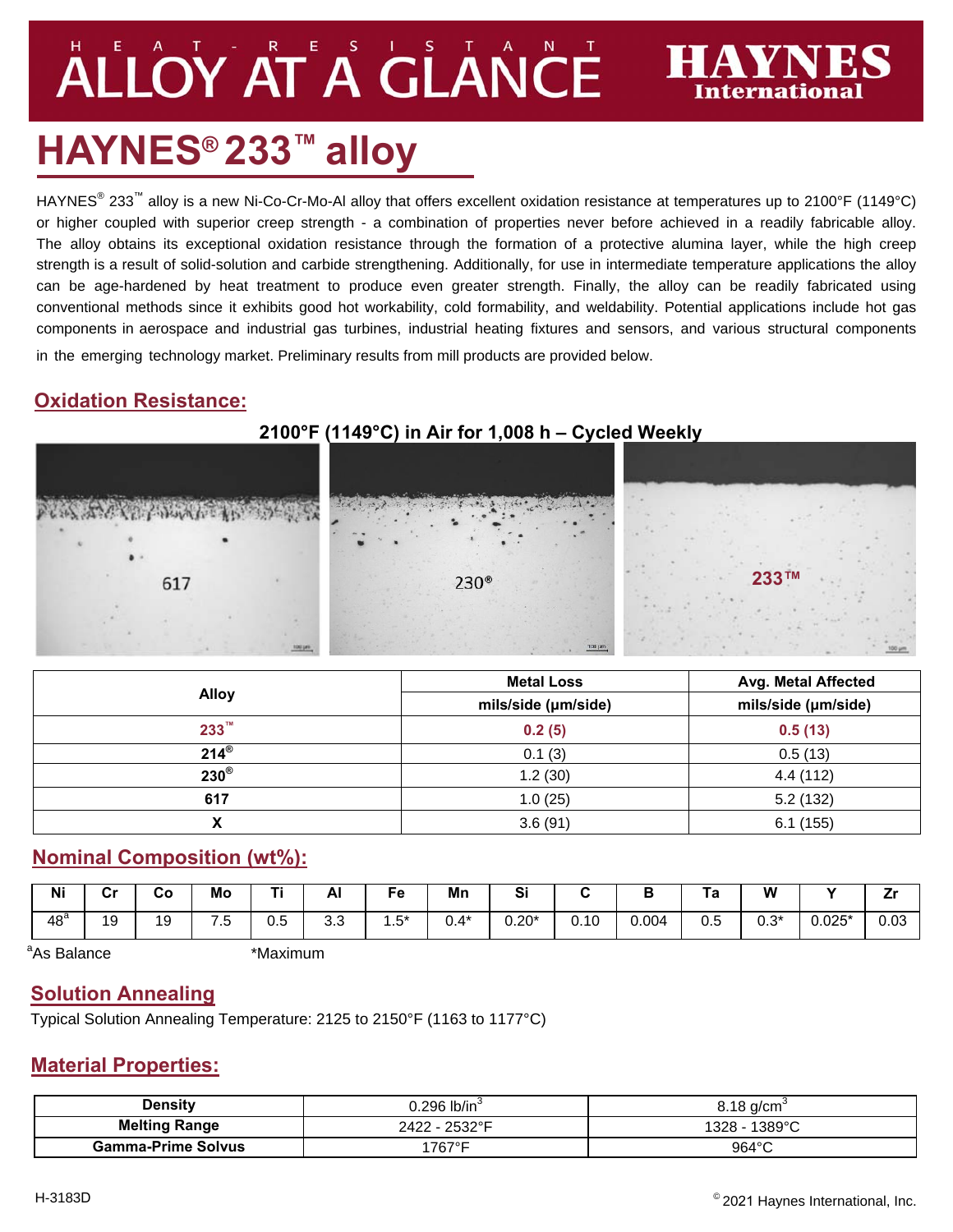# HEAT-RESISTANT ALLOY AT A GLANCE

HAYNES International

# HAYNES® 233™ alloy

HAYNES® 233™ alloy is a new Ni-Co-Cr-Mo-Al alloy that offers excellent oxidation resistance at temperatures up to 2100°F (1149°C) or higher coupled with superior creep strength - a combination of properties never before achieved in a readily fabricable alloy. The alloy obtains its exceptional oxidation resistance through the formation of a protective alumina layer, while the high creep strength is a result of solid-solution and carbide strengthening. Additionally, for use in intermediate temperature applications the alloy can be age-hardened by heat treatment to produce even greater strength. Finally, the alloy can be readily fabricated using conventional methods since it exhibits good hot workability, cold formability, and weldability. Potential applications include hot gas components in aerospace and industrial gas turbines, industrial heating fixtures and sensors, and various structural components in the emerging technology market. Preliminary results from mill products are provided below.

## Oxidation Resistance:

**2100°F (1149°C) in Air for 1,008 h – Cycled Weekly**

617 | 230® | 233™

| Alloy | Metal Loss | Avg. Metal Affected |
|---|---|---|
| | mils/side (µm/side) | mils/side (µm/side) |
| **233™** | **0.2 (5)** | **0.5 (13)** |
| **214®** | 0.1 (3) | 0.5 (13) |
| **230®** | 1.2 (30) | 4.4 (112) |
| **617** | 1.0 (25) | 5.2 (132) |
| **X** | 3.6 (91) | 6.1 (155) |

## Nominal Composition (wt%):

| Ni | Cr | Co | Mo | Ti | Al | Fe | Mn | Si | C | B | Ta | W | Y | Zr |
|---|---|---|---|---|---|---|---|---|---|---|---|---|---|---|
| 48[a] | 19 | 19 | 7.5 | 0.5 | 3.3 | 1.5* | 0.4* | 0.20* | 0.10 | 0.004 | 0.5 | 0.3* | 0.025* | 0.03 |

[a]As Balance *Maximum

## Solution Annealing

Typical Solution Annealing Temperature: 2125 to 2150°F (1163 to 1177°C)

## Material Properties:

| | | |
|---|---|---|
| **Density** | 0.296 lb/in³ | 8.18 g/cm³ |
| **Melting Range** | 2422 - 2532°F | 1328 - 1389°C |
| **Gamma-Prime Solvus** | 1767°F | 964°C |

H-3183D

© 2021 Haynes International, Inc.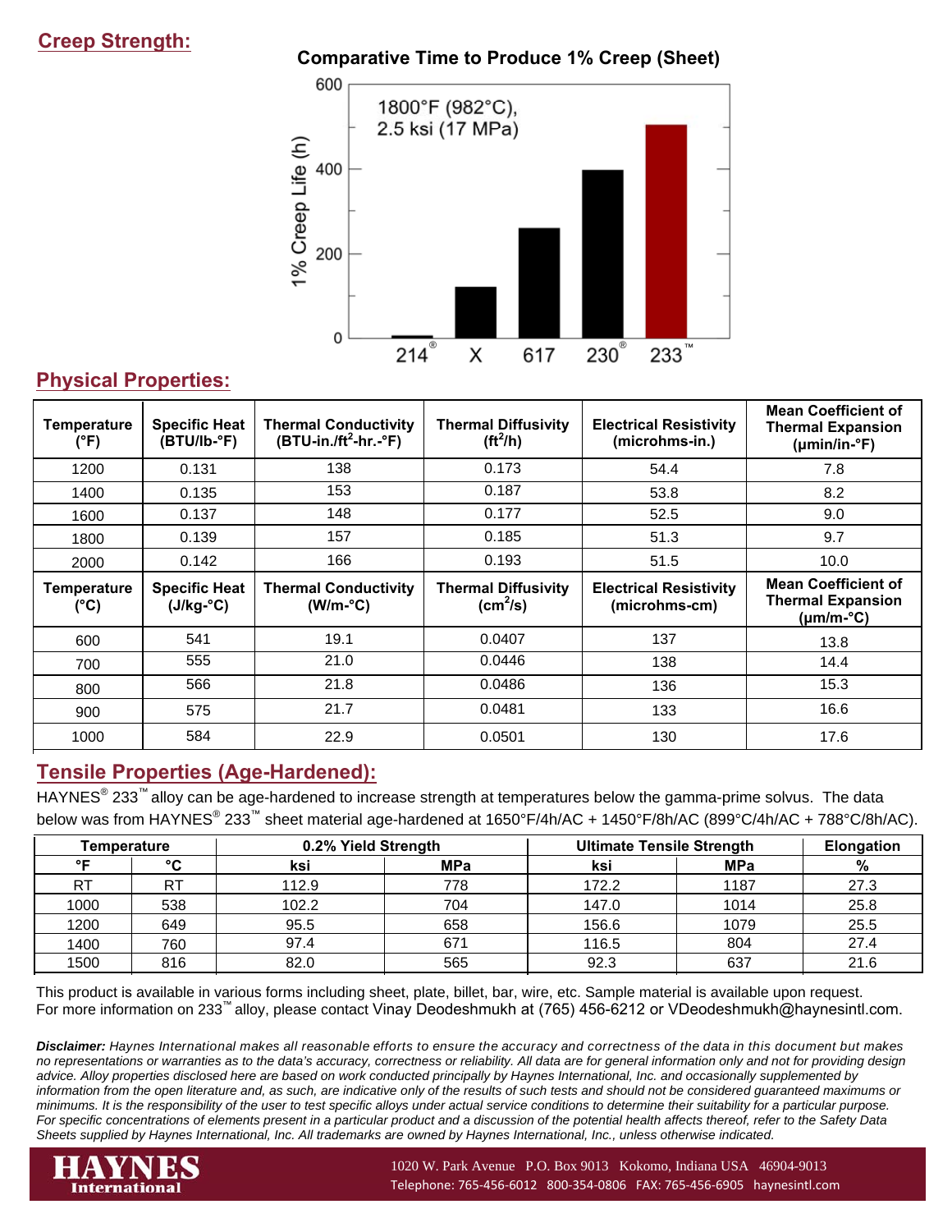## Creep Strength:

**Comparative Time to Produce 1% Creep (Sheet)**

1800°F (982°C),
2.5 ksi (17 MPa)

1% Creep Life (h)

0
200
400
600

214®
X
617
230®
233™

## Physical Properties:

| Temperature (°F) | Specific Heat (BTU/lb-°F) | Thermal Conductivity (BTU-in./ft$^2$-hr.-°F) | Thermal Diffusivity (ft$^2$/h) | Electrical Resistivity (microhms-in.) | Mean Coefficient of Thermal Expansion (μmin/in-°F) |
|---|---|---|---|---|---|
| 1200 | 0.131 | 138 | 0.173 | 54.4 | 7.8 |
| 1400 | 0.135 | 153 | 0.187 | 53.8 | 8.2 |
| 1600 | 0.137 | 148 | 0.177 | 52.5 | 9.0 |
| 1800 | 0.139 | 157 | 0.185 | 51.3 | 9.7 |
| 2000 | 0.142 | 166 | 0.193 | 51.5 | 10.0 |
| **Temperature (°C)** | **Specific Heat (J/kg-°C)** | **Thermal Conductivity (W/m-°C)** | **Thermal Diffusivity (cm$^2$/s)** | **Electrical Resistivity (microhms-cm)** | **Mean Coefficient of Thermal Expansion (μm/m-°C)** |
| 600 | 541 | 19.1 | 0.0407 | 137 | 13.8 |
| 700 | 555 | 21.0 | 0.0446 | 138 | 14.4 |
| 800 | 566 | 21.8 | 0.0486 | 136 | 15.3 |
| 900 | 575 | 21.7 | 0.0481 | 133 | 16.6 |
| 1000 | 584 | 22.9 | 0.0501 | 130 | 17.6 |

## Tensile Properties (Age-Hardened):

HAYNES® 233™ alloy can be age-hardened to increase strength at temperatures below the gamma-prime solvus. The data below was from HAYNES® 233™ sheet material age-hardened at 1650°F/4h/AC + 1450°F/8h/AC (899°C/4h/AC + 788°C/8h/AC).

| Temperature | | 0.2% Yield Strength | | Ultimate Tensile Strength | | Elongation |
|---|---|---|---|---|---|---|
| °F | °C | ksi | MPa | ksi | MPa | % |
| RT | RT | 112.9 | 778 | 172.2 | 1187 | 27.3 |
| 1000 | 538 | 102.2 | 704 | 147.0 | 1014 | 25.8 |
| 1200 | 649 | 95.5 | 658 | 156.6 | 1079 | 25.5 |
| 1400 | 760 | 97.4 | 671 | 116.5 | 804 | 27.4 |
| 1500 | 816 | 82.0 | 565 | 92.3 | 637 | 21.6 |

This product is available in various forms including sheet, plate, billet, bar, wire, etc. Sample material is available upon request.
For more information on 233™ alloy, please contact Vinay Deodeshmukh at (765) 456-6212 or VDeodeshmukh@haynesintl.com.

***Disclaimer:*** *Haynes International makes all reasonable efforts to ensure the accuracy and correctness of the data in this document but makes no representations or warranties as to the data's accuracy, correctness or reliability. All data are for general information only and not for providing design advice. Alloy properties disclosed here are based on work conducted principally by Haynes International, Inc. and occasionally supplemented by information from the open literature and, as such, are indicative only of the results of such tests and should not be considered guaranteed maximums or minimums. It is the responsibility of the user to test specific alloys under actual service conditions to determine their suitability for a particular purpose. For specific concentrations of elements present in a particular product and a discussion of the potential health affects thereof, refer to the Safety Data Sheets supplied by Haynes International, Inc. All trademarks are owned by Haynes International, Inc., unless otherwise indicated.*

HAYNES International

1020 W. Park Avenue P.O. Box 9013 Kokomo, Indiana USA 46904-9013
Telephone: 765-456-6012 800-354-0806 FAX: 765-456-6905 haynesintl.com